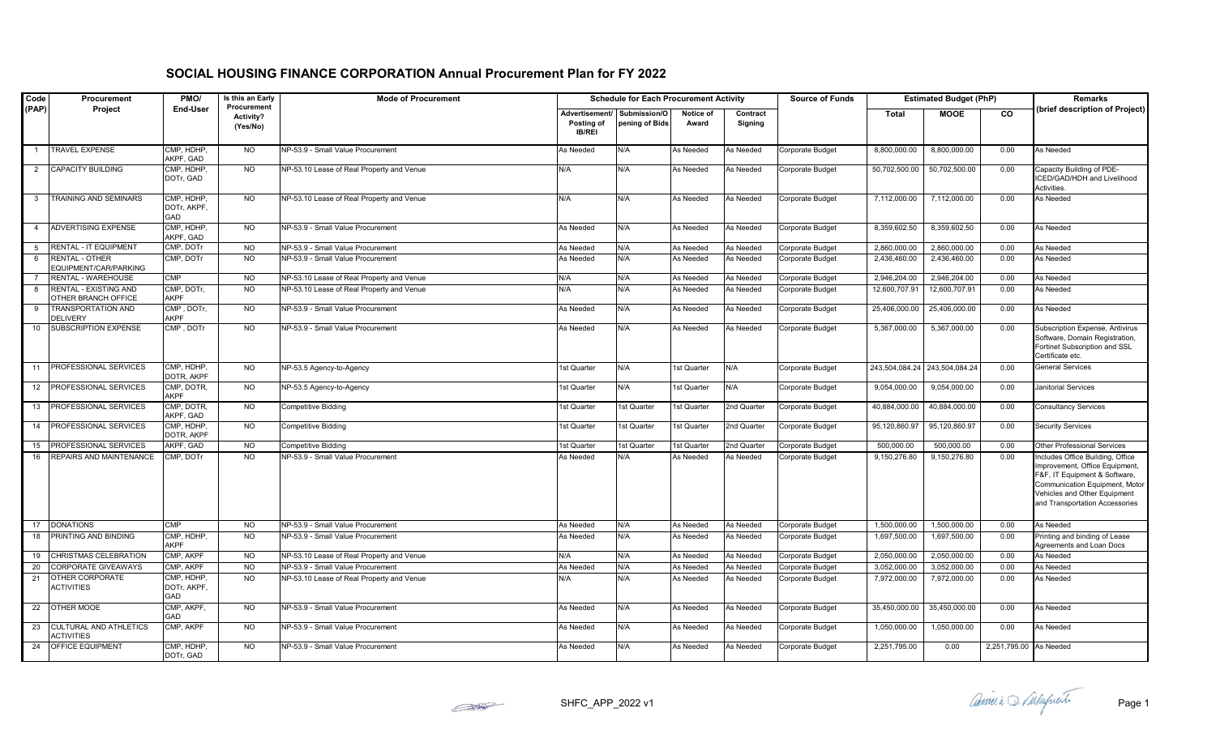# SOCIAL HOUSING FINANCE CORPORATION Annual Procurement Plan for FY 2022

| Code (PAP) | Procurement Project | PMO/ End-User | Is this an Early Procurement Activity? (Yes/No) | Mode of Procurement | Schedule for Each Procurement Activity | | | | Source of Funds | Estimated Budget (PhP) | | | Remarks (brief description of Project) |
|---|---|---|---|---|---|---|---|---|---|---|---|---|---|
| | | | | | Advertisement/ Posting of IB/REI | Submission/Opening of Bids | Notice of Award | Contract Signing | | Total | MOOE | CO | |
| 1 | TRAVEL EXPENSE | CMP, HDHP, AKPF, GAD | NO | NP-53.9 - Small Value Procurement | As Needed | N/A | As Needed | As Needed | Corporate Budget | 8,800,000.00 | 8,800,000.00 | 0.00 | As Needed |
| 2 | CAPACITY BUILDING | CMP, HDHP, DOTr, GAD | NO | NP-53.10 Lease of Real Property and Venue | N/A | N/A | As Needed | As Needed | Corporate Budget | 50,702,500.00 | 50,702,500.00 | 0.00 | Capacity Building of PDE-ICED/GAD/HDH and Livelihood Activities. |
| 3 | TRAINING AND SEMINARS | CMP, HDHP, DOTr, AKPF, GAD | NO | NP-53.10 Lease of Real Property and Venue | N/A | N/A | As Needed | As Needed | Corporate Budget | 7,112,000.00 | 7,112,000.00 | 0.00 | As Needed |
| 4 | ADVERTISING EXPENSE | CMP, HDHP, AKPF, GAD | NO | NP-53.9 - Small Value Procurement | As Needed | N/A | As Needed | As Needed | Corporate Budget | 8,359,602.50 | 8,359,602.50 | 0.00 | As Needed |
| 5 | RENTAL - IT EQUIPMENT | CMP, DOTr | NO | NP-53.9 - Small Value Procurement | As Needed | N/A | As Needed | As Needed | Corporate Budget | 2,860,000.00 | 2,860,000.00 | 0.00 | As Needed |
| 6 | RENTAL - OTHER EQUIPMENT/CAR/PARKING | CMP, DOTr | NO | NP-53.9 - Small Value Procurement | As Needed | N/A | As Needed | As Needed | Corporate Budget | 2,436,460.00 | 2,436,460.00 | 0.00 | As Needed |
| 7 | RENTAL - WAREHOUSE | CMP | NO | NP-53.10 Lease of Real Property and Venue | N/A | N/A | As Needed | As Needed | Corporate Budget | 2,946,204.00 | 2,946,204.00 | 0.00 | As Needed |
| 8 | RENTAL - EXISTING AND OTHER BRANCH OFFICE | CMP, DOTr, AKPF | NO | NP-53.10 Lease of Real Property and Venue | N/A | N/A | As Needed | As Needed | Corporate Budget | 12,600,707.91 | 12,600,707.91 | 0.00 | As Needed |
| 9 | TRANSPORTATION AND DELIVERY | CMP , DOTr, AKPF | NO | NP-53.9 - Small Value Procurement | As Needed | N/A | As Needed | As Needed | Corporate Budget | 25,406,000.00 | 25,406,000.00 | 0.00 | As Needed |
| 10 | SUBSCRIPTION EXPENSE | CMP , DOTr | NO | NP-53.9 - Small Value Procurement | As Needed | N/A | As Needed | As Needed | Corporate Budget | 5,367,000.00 | 5,367,000.00 | 0.00 | Subscription Expense, Antivirus Software, Domain Registration, Fortinet Subscription and SSL Certificate etc. |
| 11 | PROFESSIONAL SERVICES | CMP, HDHP, DOTR, AKPF | NO | NP-53.5 Agency-to-Agency | 1st Quarter | N/A | 1st Quarter | N/A | Corporate Budget | 243,504,084.24 | 243,504,084.24 | 0.00 | General Services |
| 12 | PROFESSIONAL SERVICES | CMP, DOTR, AKPF | NO | NP-53.5 Agency-to-Agency | 1st Quarter | N/A | 1st Quarter | N/A | Corporate Budget | 9,054,000.00 | 9,054,000.00 | 0.00 | Janitorial Services |
| 13 | PROFESSIONAL SERVICES | CMP, DOTR, AKPF, GAD | NO | Competitive Bidding | 1st Quarter | 1st Quarter | 1st Quarter | 2nd Quarter | Corporate Budget | 40,884,000.00 | 40,884,000.00 | 0.00 | Consultancy Services |
| 14 | PROFESSIONAL SERVICES | CMP, HDHP, DOTR, AKPF | NO | Competitive Bidding | 1st Quarter | 1st Quarter | 1st Quarter | 2nd Quarter | Corporate Budget | 95,120,860.97 | 95,120,860.97 | 0.00 | Security Services |
| 15 | PROFESSIONAL SERVICES | AKPF, GAD | NO | Competitive Bidding | 1st Quarter | 1st Quarter | 1st Quarter | 2nd Quarter | Corporate Budget | 500,000.00 | 500,000.00 | 0.00 | Other Professional Services |
| 16 | REPAIRS AND MAINTENANCE | CMP, DOTr | NO | NP-53.9 - Small Value Procurement | As Needed | N/A | As Needed | As Needed | Corporate Budget | 9,150,276.80 | 9,150,276.80 | 0.00 | Includes Office Building, Office Improvement, Office Equipment, F&F, IT Equipment & Software, Communication Equipment, Motor Vehicles and Other Equipment and Transportation Accessories |
| 17 | DONATIONS | CMP | NO | NP-53.9 - Small Value Procurement | As Needed | N/A | As Needed | As Needed | Corporate Budget | 1,500,000.00 | 1,500,000.00 | 0.00 | As Needed |
| 18 | PRINTING AND BINDING | CMP, HDHP, AKPF | NO | NP-53.9 - Small Value Procurement | As Needed | N/A | As Needed | As Needed | Corporate Budget | 1,697,500.00 | 1,697,500.00 | 0.00 | Printing and binding of Lease Agreements and Loan Docs |
| 19 | CHRISTMAS CELEBRATION | CMP, AKPF | NO | NP-53.10 Lease of Real Property and Venue | N/A | N/A | As Needed | As Needed | Corporate Budget | 2,050,000.00 | 2,050,000.00 | 0.00 | As Needed |
| 20 | CORPORATE GIVEAWAYS | CMP, AKPF | NO | NP-53.9 - Small Value Procurement | As Needed | N/A | As Needed | As Needed | Corporate Budget | 3,052,000.00 | 3,052,000.00 | 0.00 | As Needed |
| 21 | OTHER CORPORATE ACTIVITIES | CMP, HDHP, DOTr, AKPF, GAD | NO | NP-53.10 Lease of Real Property and Venue | N/A | N/A | As Needed | As Needed | Corporate Budget | 7,972,000.00 | 7,972,000.00 | 0.00 | As Needed |
| 22 | OTHER MOOE | CMP, AKPF, GAD | NO | NP-53.9 - Small Value Procurement | As Needed | N/A | As Needed | As Needed | Corporate Budget | 35,450,000.00 | 35,450,000.00 | 0.00 | As Needed |
| 23 | CULTURAL AND ATHLETICS ACTIVITIES | CMP, AKPF | NO | NP-53.9 - Small Value Procurement | As Needed | N/A | As Needed | As Needed | Corporate Budget | 1,050,000.00 | 1,050,000.00 | 0.00 | As Needed |
| 24 | OFFICE EQUIPMENT | CMP, HDHP, DOTr, GAD | NO | NP-53.9 - Small Value Procurement | As Needed | N/A | As Needed | As Needed | Corporate Budget | 2,251,795.00 | 0.00 | 2,251,795.00 | As Needed |

SHFC_APP_2022 v1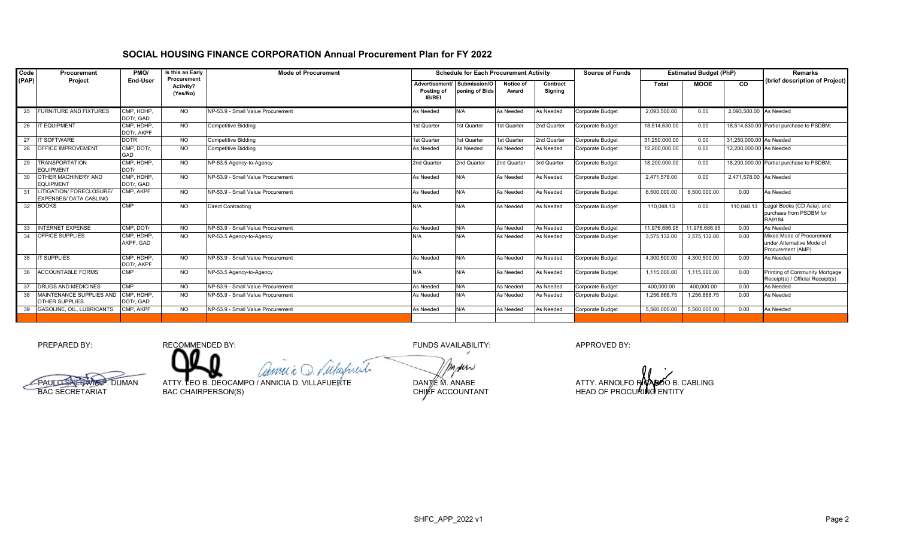## SOCIAL HOUSING FINANCE CORPORATION Annual Procurement Plan for FY 2022

| Code (PAP) | Procurement Project | PMO/ End-User | Is this an Early Procurement Activity? (Yes/No) | Mode of Procurement | Schedule for Each Procurement Activity | | | | Source of Funds | Estimated Budget (PhP) | | | Remarks (brief description of Project) |
|---|---|---|---|---|---|---|---|---|---|---|---|---|---|
| | | | | | Advertisement/ Posting of IB/REI | Submission/Opening of Bids | Notice of Award | Contract Signing | | Total | MOOE | CO | |
| 25 | FURNITURE AND FIXTURES | CMP, HDHP, DOTr, GAD | NO | NP-53.9 - Small Value Procurement | As Needed | N/A | As Needed | As Needed | Corporate Budget | 2,093,500.00 | 0.00 | 2,093,500.00 | As Needed |
| 26 | IT EQUIPMENT | CMP, HDHP, DOTr, AKPF | NO | Competitive Bidding | 1st Quarter | 1st Quarter | 1st Quarter | 2nd Quarter | Corporate Budget | 18,514,630.00 | 0.00 | 18,514,630.00 | Partial purchase to PSDBM; |
| 27 | IT SOFTWARE | DOTR | NO | Competitive Bidding | 1st Quarter | 1st Quarter | 1st Quarter | 2nd Quarter | Corporate Budget | 31,250,000.00 | 0.00 | 31,250,000.00 | As Needed |
| 28 | OFFICE IMPROVEMENT | CMP, DOTr, GAD | NO | Competitive Bidding | As Needed | As Needed | As Needed | As Needed | Corporate Budget | 12,200,000.00 | 0.00 | 12,200,000.00 | As Needed |
| 29 | TRANSPORTATION EQUIPMENT | CMP, HDHP, DOTr | NO | NP-53.5 Agency-to-Agency | 2nd Quarter | 2nd Quarter | 2nd Quarter | 3rd Quarter | Corporate Budget | 18,200,000.00 | 0.00 | 18,200,000.00 | Partial purchase to PSDBM; |
| 30 | OTHER MACHINERY AND EQUIPMENT | CMP, HDHP, DOTr, GAD | NO | NP-53.9 - Small Value Procurement | As Needed | N/A | As Needed | As Needed | Corporate Budget | 2,471,578.00 | 0.00 | 2,471,578.00 | As Needed |
| 31 | LITIGATION/ FORECLOSURE/ EXPENSES/ DATA CABLING | CMP, AKPF | NO | NP-53.9 - Small Value Procurement | As Needed | N/A | As Needed | As Needed | Corporate Budget | 6,500,000.00 | 6,500,000.00 | 0.00 | As Needed |
| 32 | BOOKS | CMP | NO | Direct Contracting | N/A | N/A | As Needed | As Needed | Corporate Budget | 110,048.13 | 0.00 | 110,048.13 | Legal Books (CD Asia), and purchase from PSDBM for RA9184 |
| 33 | INTERNET EXPENSE | CMP, DOTr | NO | NP-53.9 - Small Value Procurement | As Needed | N/A | As Needed | As Needed | Corporate Budget | 11,976,686.95 | 11,976,686.95 | 0.00 | As Needed |
| 34 | OFFICE SUPPLIES | CMP, HDHP, AKPF, GAD | NO | NP-53.5 Agency-to-Agency | N/A | N/A | As Needed | As Needed | Corporate Budget | 3,575,132.00 | 3,575,132.00 | 0.00 | Mixed Mode of Procurement under Alternative Mode of Procurement (AMP) |
| 35 | IT SUPPLIES | CMP, HDHP, DOTr, AKPF | NO | NP-53.9 - Small Value Procurement | As Needed | N/A | As Needed | As Needed | Corporate Budget | 4,300,500.00 | 4,300,500.00 | 0.00 | As Needed |
| 36 | ACCOUNTABLE FORMS | CMP | NO | NP-53.5 Agency-to-Agency | N/A | N/A | As Needed | As Needed | Corporate Budget | 1,115,000.00 | 1,115,000.00 | 0.00 | Printing of Community Mortgage Receipt(s) / Official Receipt(s) |
| 37 | DRUGS AND MEDICINES | CMP | NO | NP-53.9 - Small Value Procurement | As Needed | N/A | As Needed | As Needed | Corporate Budget | 400,000.00 | 400,000.00 | 0.00 | As Needed |
| 38 | MAINTENANCE SUPPLIES AND OTHER SUPPLIES | CMP, HDHP, DOTr, GAD | NO | NP-53.9 - Small Value Procurement | As Needed | N/A | As Needed | As Needed | Corporate Budget | 1,256,868.75 | 1,256,868.75 | 0.00 | As Needed |
| 39 | GASOLINE, OIL, LUBRICANTS | CMP, AKPF | NO | NP-53.9 - Small Value Procurement | As Needed | N/A | As Needed | As Needed | Corporate Budget | 5,560,000.00 | 5,560,000.00 | 0.00 | As Needed |

PREPARED BY:

PAULO SALVADOR P. DUMAN
BAC SECRETARIAT

RECOMMENDED BY:

ATTY. LEO B. DEOCAMPO / ANNICIA D. VILLAFUERTE
BAC CHAIRPERSON(S)

FUNDS AVAILABILITY:

DANTE M. ANABE
CHIEF ACCOUNTANT

APPROVED BY:

ATTY. ARNOLFO RICARDO B. CABLING
HEAD OF PROCURING ENTITY

SHFC_APP_2022 v1